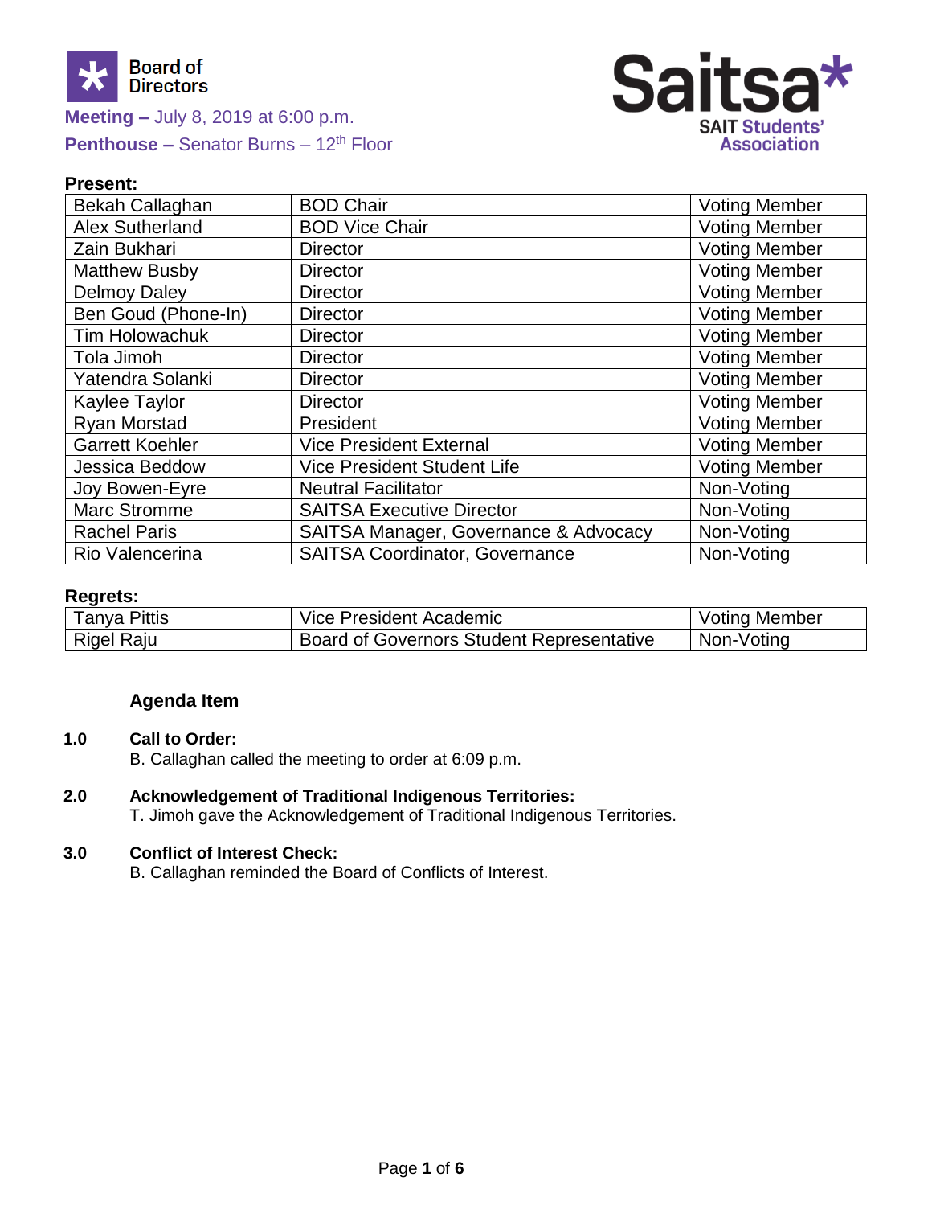Board of Directors

**Meeting –** July 8, 2019 at 6:00 p.m.

**Penthouse –** Senator Burns – 12th Floor

Saitsa
SAIT Students' Association

**Present:**

| | | |
|---|---|---|
| Bekah Callaghan | BOD Chair | Voting Member |
| Alex Sutherland | BOD Vice Chair | Voting Member |
| Zain Bukhari | Director | Voting Member |
| Matthew Busby | Director | Voting Member |
| Delmoy Daley | Director | Voting Member |
| Ben Goud (Phone-In) | Director | Voting Member |
| Tim Holowachuk | Director | Voting Member |
| Tola Jimoh | Director | Voting Member |
| Yatendra Solanki | Director | Voting Member |
| Kaylee Taylor | Director | Voting Member |
| Ryan Morstad | President | Voting Member |
| Garrett Koehler | Vice President External | Voting Member |
| Jessica Beddow | Vice President Student Life | Voting Member |
| Joy Bowen-Eyre | Neutral Facilitator | Non-Voting |
| Marc Stromme | SAITSA Executive Director | Non-Voting |
| Rachel Paris | SAITSA Manager, Governance & Advocacy | Non-Voting |
| Rio Valencerina | SAITSA Coordinator, Governance | Non-Voting |

**Regrets:**

| | | |
|---|---|---|
| Tanya Pittis | Vice President Academic | Voting Member |
| Rigel Raju | Board of Governors Student Representative | Non-Voting |

**Agenda Item**

**1.0 Call to Order:**
B. Callaghan called the meeting to order at 6:09 p.m.

**2.0 Acknowledgement of Traditional Indigenous Territories:**
T. Jimoh gave the Acknowledgement of Traditional Indigenous Territories.

**3.0 Conflict of Interest Check:**
B. Callaghan reminded the Board of Conflicts of Interest.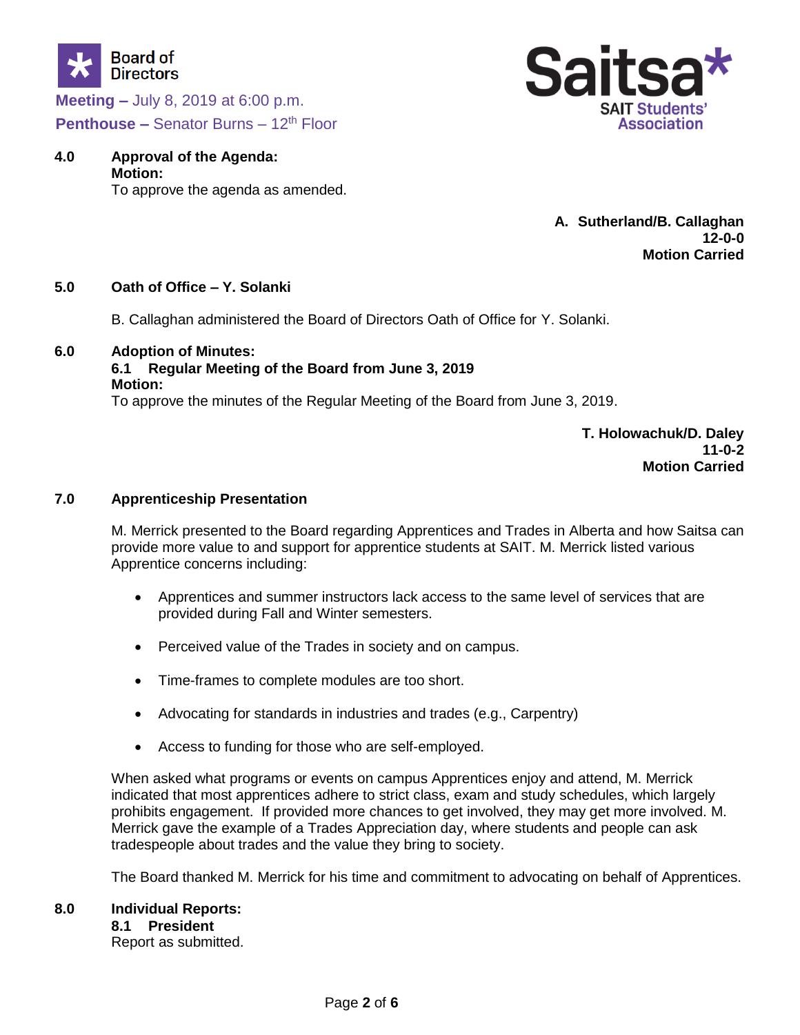**Meeting –** July 8, 2019 at 6:00 p.m.
**Penthouse –** Senator Burns – 12th Floor

**4.0 Approval of the Agenda:**
**Motion:**
To approve the agenda as amended.

**A. Sutherland/B. Callaghan**
**12-0-0**
**Motion Carried**

**5.0 Oath of Office – Y. Solanki**

B. Callaghan administered the Board of Directors Oath of Office for Y. Solanki.

**6.0 Adoption of Minutes:**
**6.1 Regular Meeting of the Board from June 3, 2019**
**Motion:**
To approve the minutes of the Regular Meeting of the Board from June 3, 2019.

**T. Holowachuk/D. Daley**
**11-0-2**
**Motion Carried**

**7.0 Apprenticeship Presentation**

M. Merrick presented to the Board regarding Apprentices and Trades in Alberta and how Saitsa can provide more value to and support for apprentice students at SAIT. M. Merrick listed various Apprentice concerns including:

- Apprentices and summer instructors lack access to the same level of services that are provided during Fall and Winter semesters.
- Perceived value of the Trades in society and on campus.
- Time-frames to complete modules are too short.
- Advocating for standards in industries and trades (e.g., Carpentry)
- Access to funding for those who are self-employed.

When asked what programs or events on campus Apprentices enjoy and attend, M. Merrick indicated that most apprentices adhere to strict class, exam and study schedules, which largely prohibits engagement. If provided more chances to get involved, they may get more involved. M. Merrick gave the example of a Trades Appreciation day, where students and people can ask tradespeople about trades and the value they bring to society.

The Board thanked M. Merrick for his time and commitment to advocating on behalf of Apprentices.

**8.0 Individual Reports:**
**8.1 President**
Report as submitted.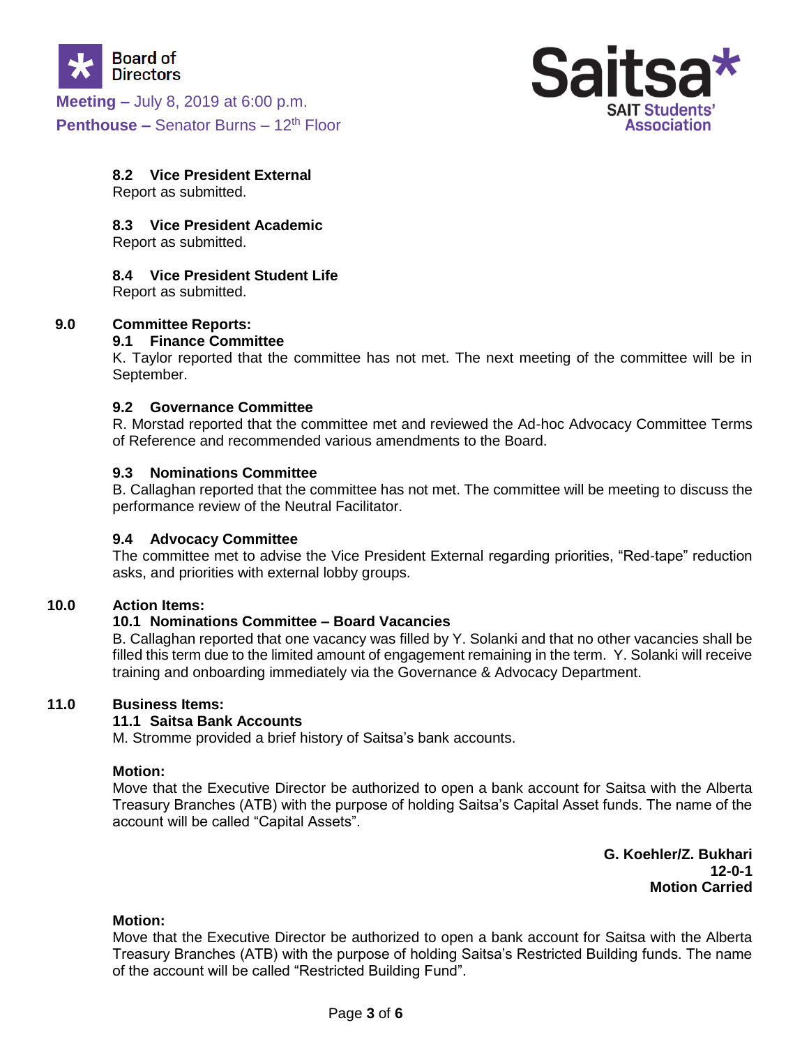### 8.2 Vice President External

Report as submitted.

### 8.3 Vice President Academic

Report as submitted.

### 8.4 Vice President Student Life

Report as submitted.

## 9.0 Committee Reports:

### 9.1 Finance Committee

K. Taylor reported that the committee has not met. The next meeting of the committee will be in September.

### 9.2 Governance Committee

R. Morstad reported that the committee met and reviewed the Ad-hoc Advocacy Committee Terms of Reference and recommended various amendments to the Board.

### 9.3 Nominations Committee

B. Callaghan reported that the committee has not met. The committee will be meeting to discuss the performance review of the Neutral Facilitator.

### 9.4 Advocacy Committee

The committee met to advise the Vice President External regarding priorities, "Red-tape" reduction asks, and priorities with external lobby groups.

## 10.0 Action Items:

### 10.1 Nominations Committee – Board Vacancies

B. Callaghan reported that one vacancy was filled by Y. Solanki and that no other vacancies shall be filled this term due to the limited amount of engagement remaining in the term. Y. Solanki will receive training and onboarding immediately via the Governance & Advocacy Department.

## 11.0 Business Items:

### 11.1 Saitsa Bank Accounts

M. Stromme provided a brief history of Saitsa's bank accounts.

**Motion:**

Move that the Executive Director be authorized to open a bank account for Saitsa with the Alberta Treasury Branches (ATB) with the purpose of holding Saitsa's Capital Asset funds. The name of the account will be called "Capital Assets".

**G. Koehler/Z. Bukhari**
**12-0-1**
**Motion Carried**

**Motion:**

Move that the Executive Director be authorized to open a bank account for Saitsa with the Alberta Treasury Branches (ATB) with the purpose of holding Saitsa's Restricted Building funds. The name of the account will be called "Restricted Building Fund".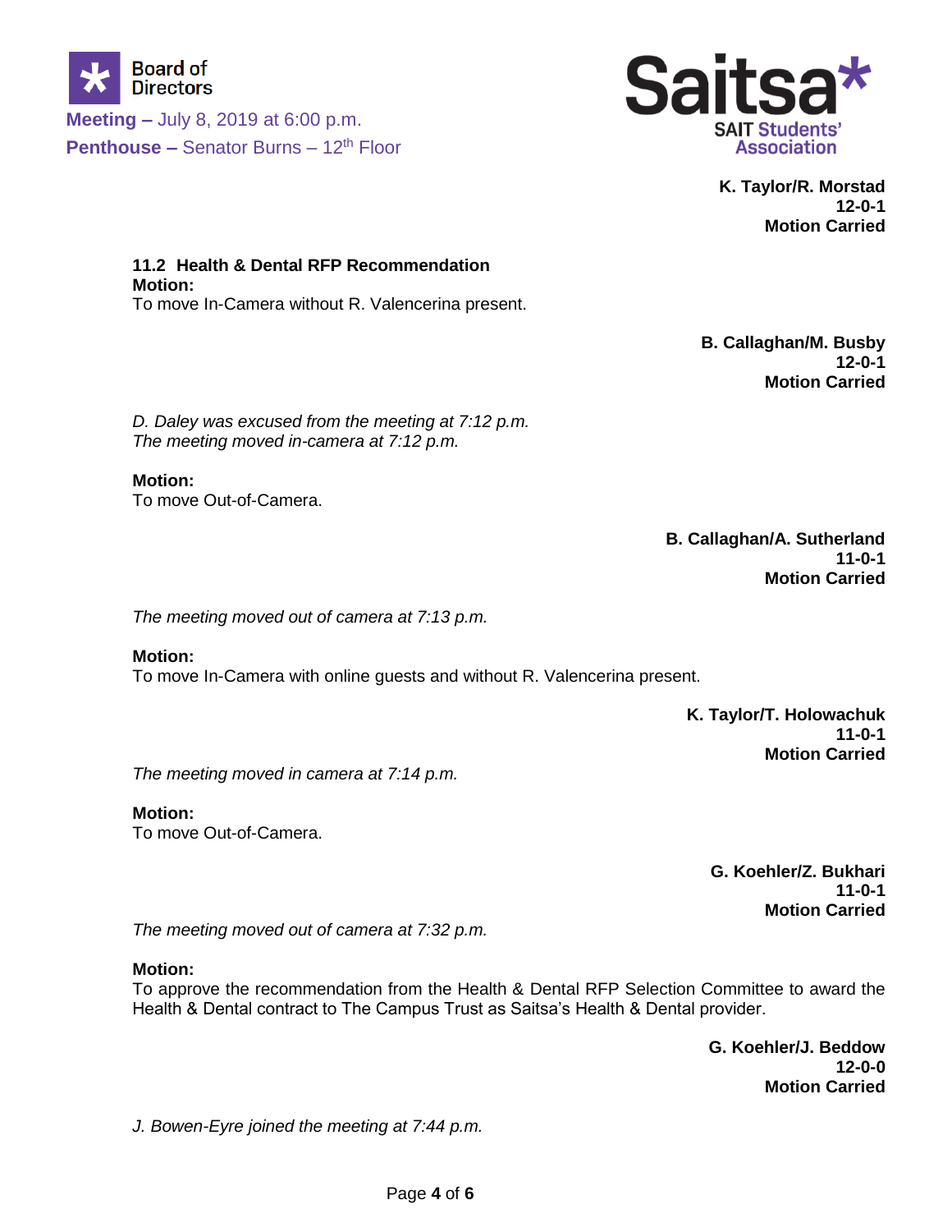K. Taylor/R. Morstad
12-0-1
**Motion Carried**

### 11.2 Health & Dental RFP Recommendation

**Motion:**
To move In-Camera without R. Valencerina present.

**B. Callaghan/M. Busby**
**12-0-1**
**Motion Carried**

*D. Daley was excused from the meeting at 7:12 p.m.*
*The meeting moved in-camera at 7:12 p.m.*

**Motion:**
To move Out-of-Camera.

**B. Callaghan/A. Sutherland**
**11-0-1**
**Motion Carried**

*The meeting moved out of camera at 7:13 p.m.*

**Motion:**
To move In-Camera with online guests and without R. Valencerina present.

**K. Taylor/T. Holowachuk**
**11-0-1**
**Motion Carried**

*The meeting moved in camera at 7:14 p.m.*

**Motion:**
To move Out-of-Camera.

**G. Koehler/Z. Bukhari**
**11-0-1**
**Motion Carried**

*The meeting moved out of camera at 7:32 p.m.*

**Motion:**
To approve the recommendation from the Health & Dental RFP Selection Committee to award the Health & Dental contract to The Campus Trust as Saitsa's Health & Dental provider.

**G. Koehler/J. Beddow**
**12-0-0**
**Motion Carried**

*J. Bowen-Eyre joined the meeting at 7:44 p.m.*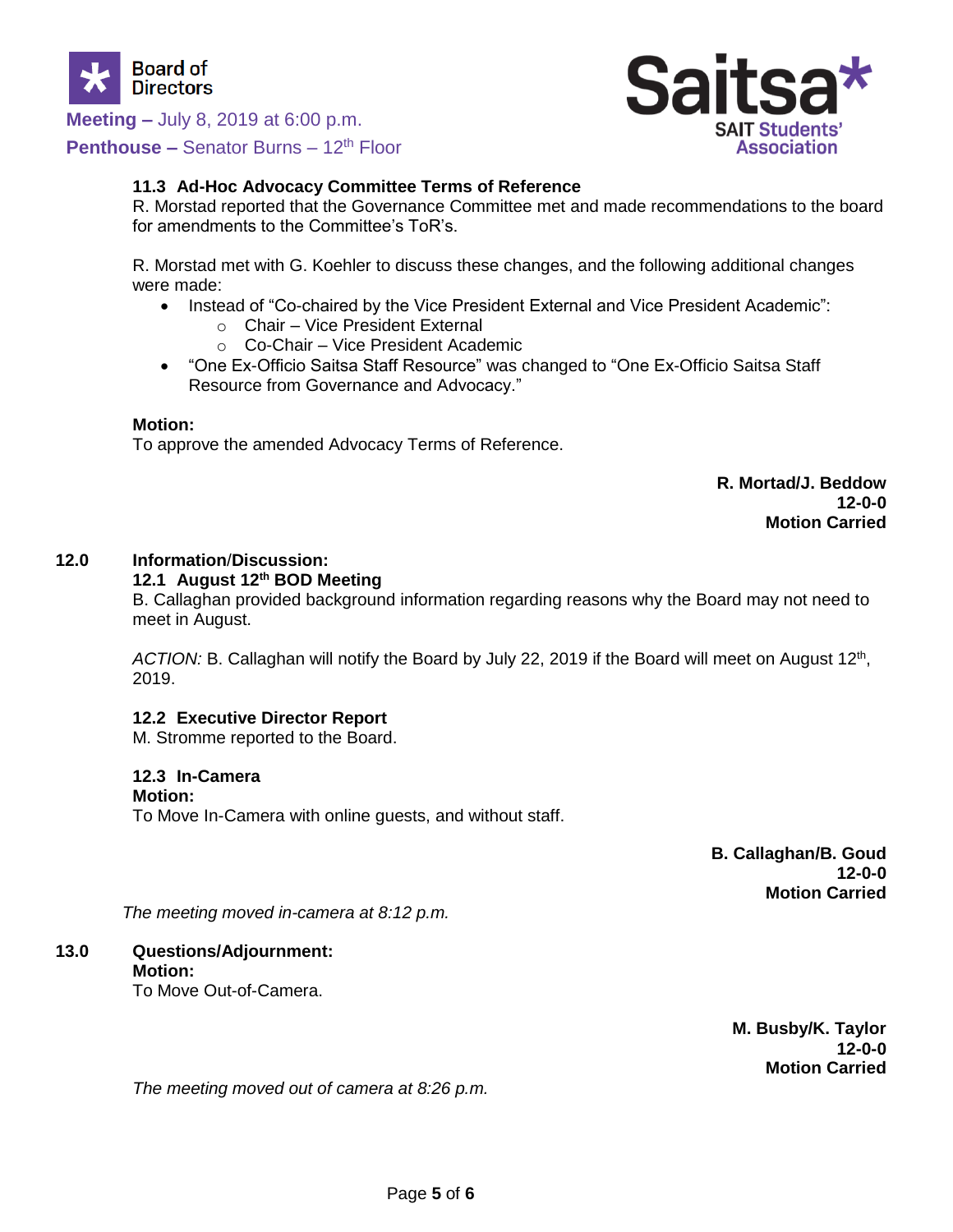### 11.3 Ad-Hoc Advocacy Committee Terms of Reference

R. Morstad reported that the Governance Committee met and made recommendations to the board for amendments to the Committee's ToR's.

R. Morstad met with G. Koehler to discuss these changes, and the following additional changes were made:

- Instead of "Co-chaired by the Vice President External and Vice President Academic":
  - Chair – Vice President External
  - Co-Chair – Vice President Academic
- "One Ex-Officio Saitsa Staff Resource" was changed to "One Ex-Officio Saitsa Staff Resource from Governance and Advocacy."

**Motion:**
To approve the amended Advocacy Terms of Reference.

**R. Mortad/J. Beddow**
**12-0-0**
**Motion Carried**

## 12.0 Information/Discussion:

### 12.1 August 12th BOD Meeting

B. Callaghan provided background information regarding reasons why the Board may not need to meet in August.

*ACTION:* B. Callaghan will notify the Board by July 22, 2019 if the Board will meet on August 12th, 2019.

### 12.2 Executive Director Report

M. Stromme reported to the Board.

### 12.3 In-Camera

**Motion:**
To Move In-Camera with online guests, and without staff.

**B. Callaghan/B. Goud**
**12-0-0**
**Motion Carried**

*The meeting moved in-camera at 8:12 p.m.*

## 13.0 Questions/Adjournment:

**Motion:**
To Move Out-of-Camera.

**M. Busby/K. Taylor**
**12-0-0**
**Motion Carried**

*The meeting moved out of camera at 8:26 p.m.*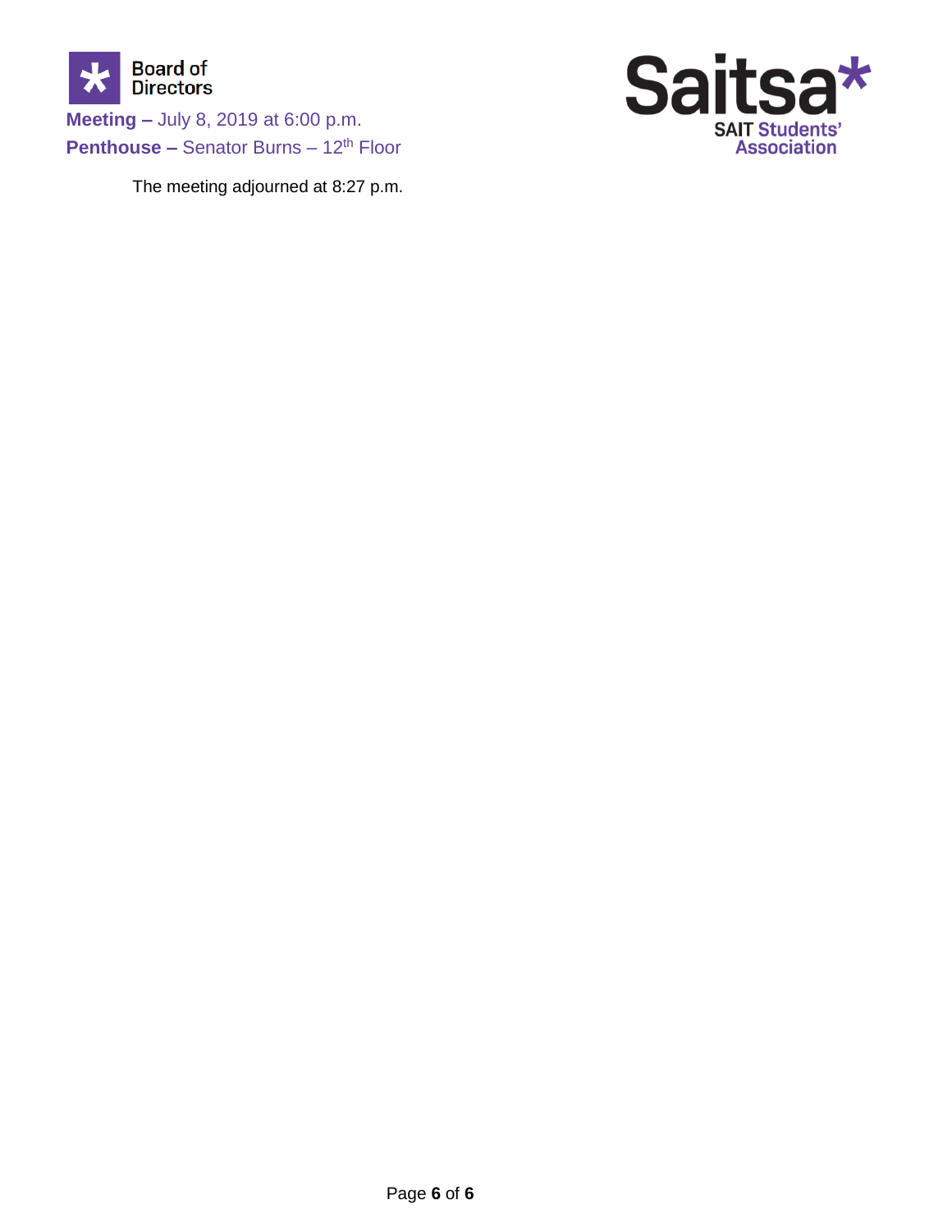The meeting adjourned at 8:27 p.m.